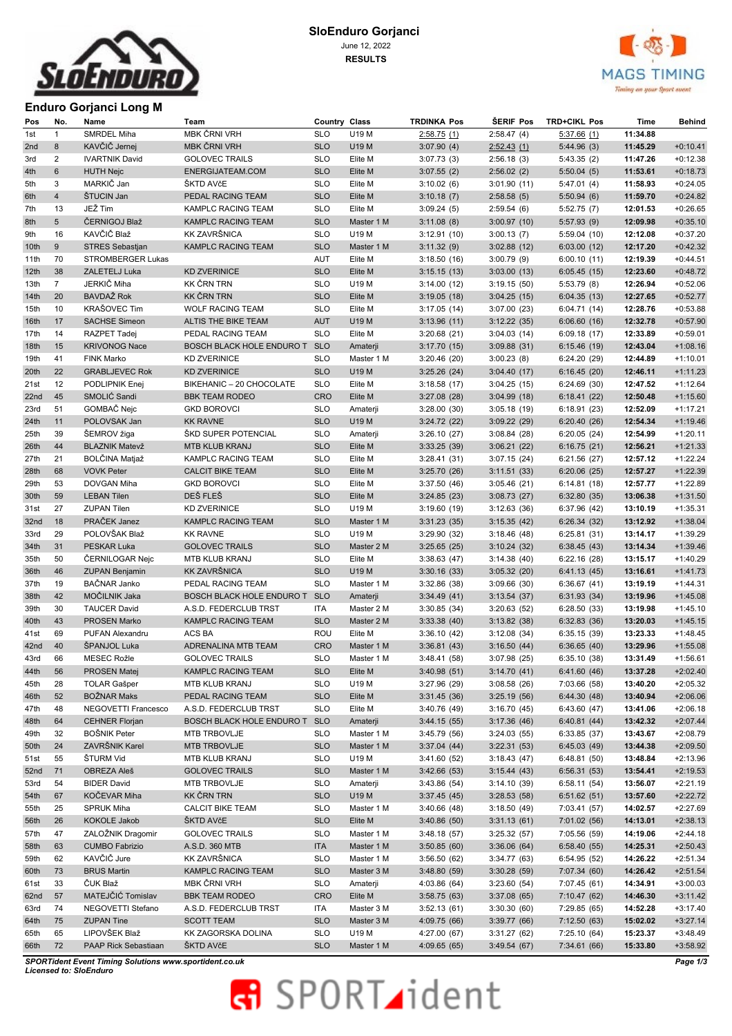# SloEnduro Gorjanci

June 12, 2022

**RESULTS**

## Enduro Gorjanci Long M

| Pos | No. | Name | Team | Country | Class | TRDINKA Pos | ŠERIF Pos | TRD+CIKL Pos | Time | Behind |
|---|---|---|---|---|---|---|---|---|---|---|
| 1st | 1 | SMRDEL Miha | MBK ČRNI VRH | SLO | U19 M | 2:58.75 (1) | 2:58.47 (4) | 5:37.66 (1) | 11:34.88 | |
| 2nd | 8 | KAVČIČ Jernej | MBK ČRNI VRH | SLO | U19 M | 3:07.90 (4) | 2:52.43 (1) | 5:44.96 (3) | 11:45.29 | +0:10.41 |
| 3rd | 2 | IVARTNIK David | GOLOVEC TRAILS | SLO | Elite M | 3:07.73 (3) | 2:56.18 (3) | 5:43.35 (2) | 11:47.26 | +0:12.38 |
| 4th | 6 | HUTH Nejc | ENERGIJATEAM.COM | SLO | Elite M | 3:07.55 (2) | 2:56.02 (2) | 5:50.04 (5) | 11:53.61 | +0:18.73 |
| 5th | 3 | MARKIČ Jan | ŠKTD AVčE | SLO | Elite M | 3:10.02 (6) | 3:01.90 (11) | 5:47.01 (4) | 11:58.93 | +0:24.05 |
| 6th | 4 | ŠTUCIN Jan | PEDAL RACING TEAM | SLO | Elite M | 3:10.18 (7) | 2:58.58 (5) | 5:50.94 (6) | 11:59.70 | +0:24.82 |
| 7th | 13 | JEŽ Tim | KAMPLC RACING TEAM | SLO | Elite M | 3:09.24 (5) | 2:59.54 (6) | 5:52.75 (7) | 12:01.53 | +0:26.65 |
| 8th | 5 | ČERNIGOJ Blaž | KAMPLC RACING TEAM | SLO | Master 1 M | 3:11.08 (8) | 3:00.97 (10) | 5:57.93 (9) | 12:09.98 | +0:35.10 |
| 9th | 16 | KAVČIČ Blaž | KK ZAVRŠNICA | SLO | U19 M | 3:12.91 (10) | 3:00.13 (7) | 5:59.04 (10) | 12:12.08 | +0:37.20 |
| 10th | 9 | STRES Sebastjan | KAMPLC RACING TEAM | SLO | Master 1 M | 3:11.32 (9) | 3:02.88 (12) | 6:03.00 (12) | 12:17.20 | +0:42.32 |
| 11th | 70 | STROMBERGER Lukas | | AUT | Elite M | 3:18.50 (16) | 3:00.79 (9) | 6:00.10 (11) | 12:19.39 | +0:44.51 |
| 12th | 38 | ZALETELJ Luka | KD ZVERINICE | SLO | Elite M | 3:15.15 (13) | 3:03.00 (13) | 6:05.45 (15) | 12:23.60 | +0:48.72 |
| 13th | 7 | JERKIČ Miha | KK ČRN TRN | SLO | U19 M | 3:14.00 (12) | 3:19.15 (50) | 5:53.79 (8) | 12:26.94 | +0:52.06 |
| 14th | 20 | BAVDAŽ Rok | KK ČRN TRN | SLO | Elite M | 3:19.05 (18) | 3:04.25 (15) | 6:04.35 (13) | 12:27.65 | +0:52.77 |
| 15th | 10 | KRAŠOVEC Tim | WOLF RACING TEAM | SLO | Elite M | 3:17.05 (14) | 3:07.00 (23) | 6:04.71 (14) | 12:28.76 | +0:53.88 |
| 16th | 17 | SACHSE Simeon | ALTIS THE BIKE TEAM | AUT | U19 M | 3:13.96 (11) | 3:12.22 (35) | 6:06.60 (16) | 12:32.78 | +0:57.90 |
| 17th | 14 | RAZPET Tadej | PEDAL RACING TEAM | SLO | Elite M | 3:20.68 (21) | 3:04.03 (14) | 6:09.18 (17) | 12:33.89 | +0:59.01 |
| 18th | 15 | KRIVONOG Nace | BOSCH BLACK HOLE ENDURO T | SLO | Amaterji | 3:17.70 (15) | 3:09.88 (31) | 6:15.46 (19) | 12:43.04 | +1:08.16 |
| 19th | 41 | FINK Marko | KD ZVERINICE | SLO | Master 1 M | 3:20.46 (20) | 3:00.23 (8) | 6:24.20 (29) | 12:44.89 | +1:10.01 |
| 20th | 22 | GRABLJEVEC Rok | KD ZVERINICE | SLO | U19 M | 3:25.26 (24) | 3:04.40 (17) | 6:16.45 (20) | 12:46.11 | +1:11.23 |
| 21st | 12 | PODLIPNIK Enej | BIKEHANIC – 20 CHOCOLATE | SLO | Elite M | 3:18.58 (17) | 3:04.25 (15) | 6:24.69 (30) | 12:47.52 | +1:12.64 |
| 22nd | 45 | SMOLIĆ Sandi | BBK TEAM RODEO | CRO | Elite M | 3:27.08 (28) | 3:04.99 (18) | 6:18.41 (22) | 12:50.48 | +1:15.60 |
| 23rd | 51 | GOMBAČ Nejc | GKD BOROVCI | SLO | Amaterji | 3:28.00 (30) | 3:05.18 (19) | 6:18.91 (23) | 12:52.09 | +1:17.21 |
| 24th | 11 | POLOVSAK Jan | KK RAVNE | SLO | U19 M | 3:24.72 (22) | 3:09.22 (29) | 6:20.40 (26) | 12:54.34 | +1:19.46 |
| 25th | 39 | ŠEMROV žiga | ŠKD SUPER POTENCIAL | SLO | Amaterji | 3:26.10 (27) | 3:08.84 (28) | 6:20.05 (24) | 12:54.99 | +1:20.11 |
| 26th | 44 | BLAZNIK Matevž | MTB KLUB KRANJ | SLO | Elite M | 3:33.25 (39) | 3:06.21 (22) | 6:16.75 (21) | 12:56.21 | +1:21.33 |
| 27th | 21 | BOLČINA Matjaž | KAMPLC RACING TEAM | SLO | Elite M | 3:28.41 (31) | 3:07.15 (24) | 6:21.56 (27) | 12:57.12 | +1:22.24 |
| 28th | 68 | VOVK Peter | CALCIT BIKE TEAM | SLO | Elite M | 3:25.70 (26) | 3:11.51 (33) | 6:20.06 (25) | 12:57.27 | +1:22.39 |
| 29th | 53 | DOVGAN Miha | GKD BOROVCI | SLO | Elite M | 3:37.50 (46) | 3:05.46 (21) | 6:14.81 (18) | 12:57.77 | +1:22.89 |
| 30th | 59 | LEBAN Tilen | DEŠ FLEŠ | SLO | Elite M | 3:24.85 (23) | 3:08.73 (27) | 6:32.80 (35) | 13:06.38 | +1:31.50 |
| 31st | 27 | ZUPAN Tilen | KD ZVERINICE | SLO | U19 M | 3:19.60 (19) | 3:12.63 (36) | 6:37.96 (42) | 13:10.19 | +1:35.31 |
| 32nd | 18 | PRAČEK Janez | KAMPLC RACING TEAM | SLO | Master 1 M | 3:31.23 (35) | 3:15.35 (42) | 6:26.34 (32) | 13:12.92 | +1:38.04 |
| 33rd | 29 | POLOVŠAK Blaž | KK RAVNE | SLO | U19 M | 3:29.90 (32) | 3:18.46 (48) | 6:25.81 (31) | 13:14.17 | +1:39.29 |
| 34th | 31 | PESKAR Luka | GOLOVEC TRAILS | SLO | Master 2 M | 3:25.65 (25) | 3:10.24 (32) | 6:38.45 (43) | 13:14.34 | +1:39.46 |
| 35th | 50 | ČERNILOGAR Nejc | MTB KLUB KRANJ | SLO | Elite M | 3:38.63 (47) | 3:14.38 (40) | 6:22.16 (28) | 13:15.17 | +1:40.29 |
| 36th | 46 | ZUPAN Benjamin | KK ZAVRŠNICA | SLO | U19 M | 3:30.16 (33) | 3:05.32 (20) | 6:41.13 (45) | 13:16.61 | +1:41.73 |
| 37th | 19 | BAČNAR Janko | PEDAL RACING TEAM | SLO | Master 1 M | 3:32.86 (38) | 3:09.66 (30) | 6:36.67 (41) | 13:19.19 | +1:44.31 |
| 38th | 42 | MOČILNIK Jaka | BOSCH BLACK HOLE ENDURO T | SLO | Amaterji | 3:34.49 (41) | 3:13.54 (37) | 6:31.93 (34) | 13:19.96 | +1:45.08 |
| 39th | 30 | TAUCER David | A.S.D. FEDERCLUB TRST | ITA | Master 2 M | 3:30.85 (34) | 3:20.63 (52) | 6:28.50 (33) | 13:19.98 | +1:45.10 |
| 40th | 43 | PROSEN Marko | KAMPLC RACING TEAM | SLO | Master 2 M | 3:33.38 (40) | 3:13.82 (38) | 6:32.83 (36) | 13:20.03 | +1:45.15 |
| 41st | 69 | PUFAN Alexandru | ACS BA | ROU | Elite M | 3:36.10 (42) | 3:12.08 (34) | 6:35.15 (39) | 13:23.33 | +1:48.45 |
| 42nd | 40 | ŠPANJOL Luka | ADRENALINA MTB TEAM | CRO | Master 1 M | 3:36.81 (43) | 3:16.50 (44) | 6:36.65 (40) | 13:29.96 | +1:55.08 |
| 43rd | 66 | MESEC Rožle | GOLOVEC TRAILS | SLO | Master 1 M | 3:48.41 (58) | 3:07.98 (25) | 6:35.10 (38) | 13:31.49 | +1:56.61 |
| 44th | 56 | PROSEN Matej | KAMPLC RACING TEAM | SLO | Elite M | 3:40.98 (51) | 3:14.70 (41) | 6:41.60 (46) | 13:37.28 | +2:02.40 |
| 45th | 28 | TOLAR Gašper | MTB KLUB KRANJ | SLO | U19 M | 3:27.96 (29) | 3:08.58 (26) | 7:03.66 (58) | 13:40.20 | +2:05.32 |
| 46th | 52 | BOŽNAR Maks | PEDAL RACING TEAM | SLO | Elite M | 3:31.45 (36) | 3:25.19 (56) | 6:44.30 (48) | 13:40.94 | +2:06.06 |
| 47th | 48 | NEGOVETTI Francesco | A.S.D. FEDERCLUB TRST | SLO | Elite M | 3:40.76 (49) | 3:16.70 (45) | 6:43.60 (47) | 13:41.06 | +2:06.18 |
| 48th | 64 | CEHNER Florjan | BOSCH BLACK HOLE ENDURO T | SLO | Amaterji | 3:44.15 (55) | 3:17.36 (46) | 6:40.81 (44) | 13:42.32 | +2:07.44 |
| 49th | 32 | BOŠNIK Peter | MTB TRBOVLJE | SLO | Master 1 M | 3:45.79 (56) | 3:24.03 (55) | 6:33.85 (37) | 13:43.67 | +2:08.79 |
| 50th | 24 | ZAVRŠNIK Karel | MTB TRBOVLJE | SLO | Master 1 M | 3:37.04 (44) | 3:22.31 (53) | 6:45.03 (49) | 13:44.38 | +2:09.50 |
| 51st | 55 | ŠTURM Vid | MTB KLUB KRANJ | SLO | U19 M | 3:41.60 (52) | 3:18.43 (47) | 6:48.81 (50) | 13:48.84 | +2:13.96 |
| 52nd | 71 | OBREZA Aleš | GOLOVEC TRAILS | SLO | Master 1 M | 3:42.66 (53) | 3:15.44 (43) | 6:56.31 (53) | 13:54.41 | +2:19.53 |
| 53rd | 54 | BIDER David | MTB TRBOVLJE | SLO | Amaterji | 3:43.86 (54) | 3:14.10 (39) | 6:58.11 (54) | 13:56.07 | +2:21.19 |
| 54th | 67 | KOČEVAR Miha | KK ČRN TRN | SLO | U19 M | 3:37.45 (45) | 3:28.53 (58) | 6:51.62 (51) | 13:57.60 | +2:22.72 |
| 55th | 25 | SPRUK Miha | CALCIT BIKE TEAM | SLO | Master 1 M | 3:40.66 (48) | 3:18.50 (49) | 7:03.41 (57) | 14:02.57 | +2:27.69 |
| 56th | 26 | KOKOLE Jakob | ŠKTD AVčE | SLO | Elite M | 3:40.86 (50) | 3:31.13 (61) | 7:01.02 (56) | 14:13.01 | +2:38.13 |
| 57th | 47 | ZALOŽNIK Dragomir | GOLOVEC TRAILS | SLO | Master 1 M | 3:48.18 (57) | 3:25.32 (57) | 7:05.56 (59) | 14:19.06 | +2:44.18 |
| 58th | 63 | CUMBO Fabrizio | A.S.D. 360 MTB | ITA | Master 1 M | 3:50.85 (60) | 3:36.06 (64) | 6:58.40 (55) | 14:25.31 | +2:50.43 |
| 59th | 62 | KAVČIČ Jure | KK ZAVRŠNICA | SLO | Master 1 M | 3:56.50 (62) | 3:34.77 (63) | 6:54.95 (52) | 14:26.22 | +2:51.34 |
| 60th | 73 | BRUS Martin | KAMPLC RACING TEAM | SLO | Master 3 M | 3:48.80 (59) | 3:30.28 (59) | 7:07.34 (60) | 14:26.42 | +2:51.54 |
| 61st | 33 | ČUK Blaž | MBK ČRNI VRH | SLO | Amaterji | 4:03.86 (64) | 3:23.60 (54) | 7:07.45 (61) | 14:34.91 | +3:00.03 |
| 62nd | 57 | MATEJČIĆ Tomislav | BBK TEAM RODEO | CRO | Elite M | 3:58.75 (63) | 3:37.08 (65) | 7:10.47 (62) | 14:46.30 | +3:11.42 |
| 63rd | 74 | NEGOVETTI Stefano | A.S.D. FEDERCLUB TRST | ITA | Master 3 M | 3:52.13 (61) | 3:30.30 (60) | 7:29.85 (65) | 14:52.28 | +3:17.40 |
| 64th | 75 | ZUPAN Tine | SCOTT TEAM | SLO | Master 3 M | 4:09.75 (66) | 3:39.77 (66) | 7:12.50 (63) | 15:02.02 | +3:27.14 |
| 65th | 65 | LIPOVŠEK Blaž | KK ZAGORSKA DOLINA | SLO | U19 M | 4:27.00 (67) | 3:31.27 (62) | 7:25.10 (64) | 15:23.37 | +3:48.49 |
| 66th | 72 | PAAP Rick Sebastiaan | ŠKTD AVčE | SLO | Master 1 M | 4:09.65 (65) | 3:49.54 (67) | 7:34.61 (66) | 15:33.80 | +3:58.92 |

*SPORTident Event Timing Solutions www.sportident.co.uk*
*Licensed to: SloEnduro*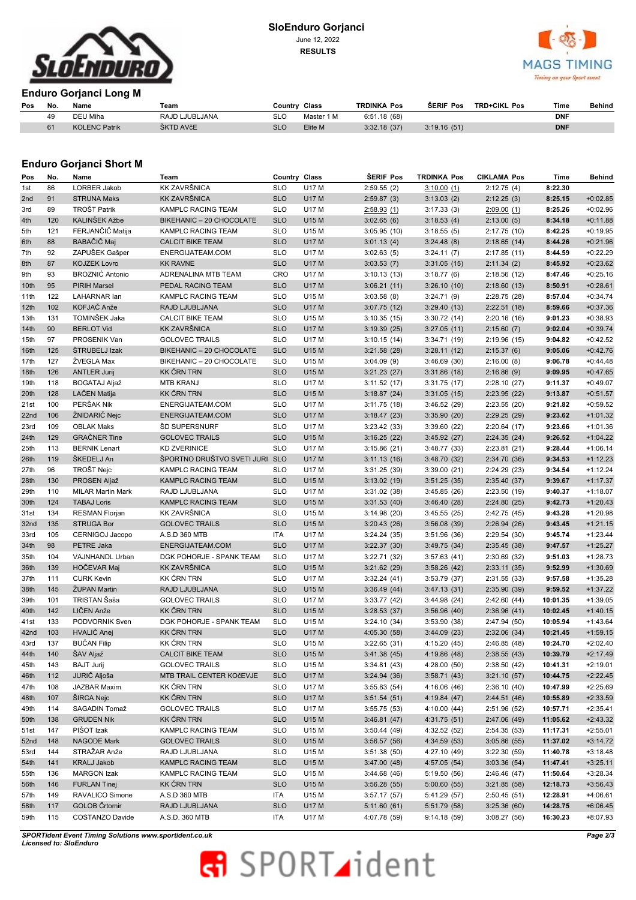**SloEnduro Gorjanci**
June 12, 2022
**RESULTS**

## Enduro Gorjanci Long M

| Pos | No. | Name | Team | Country | Class | TRDINKA Pos | ŠERIF Pos | TRD+CIKL Pos | Time | Behind |
|---|---|---|---|---|---|---|---|---|---|---|
| | 49 | DEU Miha | RAJD LJUBLJANA | SLO | Master 1 M | 6:51.18 (68) | | | **DNF** | |
| | 61 | KOLENC Patrik | ŠKTD AVčE | SLO | Elite M | 3:32.18 (37) | 3:19.16 (51) | | **DNF** | |

## Enduro Gorjanci Short M

| Pos | No. | Name | Team | Country | Class | ŠERIF Pos | TRDINKA Pos | CIKLAMA Pos | Time | Behind |
|---|---|---|---|---|---|---|---|---|---|---|
| 1st | 86 | LORBER Jakob | KK ZAVRŠNICA | SLO | U17 M | 2:59.55 (2) | 3:10.00 (1) | 2:12.75 (4) | **8:22.30** | |
| 2nd | 91 | STRUNA Maks | KK ZAVRŠNICA | SLO | U17 M | 2:59.87 (3) | 3:13.03 (2) | 2:12.25 (3) | **8:25.15** | +0:02.85 |
| 3rd | 89 | TROŠT Patrik | KAMPLC RACING TEAM | SLO | U17 M | 2:58.93 (1) | 3:17.33 (3) | 2:09.00 (1) | **8:25.26** | +0:02.96 |
| 4th | 120 | KALINŠEK Ažbe | BIKEHANIC – 20 CHOCOLATE | SLO | U15 M | 3:02.65 (6) | 3:18.53 (4) | 2:13.00 (5) | **8:34.18** | +0:11.88 |
| 5th | 121 | FERJANČIČ Matija | KAMPLC RACING TEAM | SLO | U15 M | 3:05.95 (10) | 3:18.55 (5) | 2:17.75 (10) | **8:42.25** | +0:19.95 |
| 6th | 88 | BABAČIĆ Maj | CALCIT BIKE TEAM | SLO | U17 M | 3:01.13 (4) | 3:24.48 (8) | 2:18.65 (14) | **8:44.26** | +0:21.96 |
| 7th | 92 | ZAPUŠEK Gašper | ENERGIJATEAM.COM | SLO | U17 M | 3:02.63 (5) | 3:24.11 (7) | 2:17.85 (11) | **8:44.59** | +0:22.29 |
| 8th | 87 | KOJZEK Lovro | KK RAVNE | SLO | U17 M | 3:03.53 (7) | 3:31.05 (15) | 2:11.34 (2) | **8:45.92** | +0:23.62 |
| 9th | 93 | BROZNIĆ Antonio | ADRENALINA MTB TEAM | CRO | U17 M | 3:10.13 (13) | 3:18.77 (6) | 2:18.56 (12) | **8:47.46** | +0:25.16 |
| 10th | 95 | PIRIH Marsel | PEDAL RACING TEAM | SLO | U17 M | 3:06.21 (11) | 3:26.10 (10) | 2:18.60 (13) | **8:50.91** | +0:28.61 |
| 11th | 122 | LAHARNAR Ian | KAMPLC RACING TEAM | SLO | U15 M | 3:03.58 (8) | 3:24.71 (9) | 2:28.75 (28) | **8:57.04** | +0:34.74 |
| 12th | 102 | KOFJAČ Anže | RAJD LJUBLJANA | SLO | U17 M | 3:07.75 (12) | 3:29.40 (13) | 2:22.51 (18) | **8:59.66** | +0:37.36 |
| 13th | 131 | TOMINŠEK Jaka | CALCIT BIKE TEAM | SLO | U15 M | 3:10.35 (15) | 3:30.72 (14) | 2:20.16 (16) | **9:01.23** | +0:38.93 |
| 14th | 90 | BERLOT Vid | KK ZAVRŠNICA | SLO | U17 M | 3:19.39 (25) | 3:27.05 (11) | 2:15.60 (7) | **9:02.04** | +0:39.74 |
| 15th | 97 | PROSENIK Van | GOLOVEC TRAILS | SLO | U17 M | 3:10.15 (14) | 3:34.71 (19) | 2:19.96 (15) | **9:04.82** | +0:42.52 |
| 16th | 125 | ŠTRUBELJ Izak | BIKEHANIC – 20 CHOCOLATE | SLO | U15 M | 3:21.58 (28) | 3:28.11 (12) | 2:15.37 (6) | **9:05.06** | +0:42.76 |
| 17th | 127 | ŽVEGLA Max | BIKEHANIC – 20 CHOCOLATE | SLO | U15 M | 3:04.09 (9) | 3:46.69 (30) | 2:16.00 (8) | **9:06.78** | +0:44.48 |
| 18th | 126 | ANTLER Jurij | KK ČRN TRN | SLO | U15 M | 3:21.23 (27) | 3:31.86 (18) | 2:16.86 (9) | **9:09.95** | +0:47.65 |
| 19th | 118 | BOGATAJ Aljaž | MTB KRANJ | SLO | U17 M | 3:11.52 (17) | 3:31.75 (17) | 2:28.10 (27) | **9:11.37** | +0:49.07 |
| 20th | 128 | LAČEN Matija | KK ČRN TRN | SLO | U15 M | 3:18.87 (24) | 3:31.05 (15) | 2:23.95 (22) | **9:13.87** | +0:51.57 |
| 21st | 100 | PERŠAK Nik | ENERGIJATEAM.COM | SLO | U17 M | 3:11.75 (18) | 3:46.52 (29) | 2:23.55 (20) | **9:21.82** | +0:59.52 |
| 22nd | 106 | ŽNIDARIČ Nejc | ENERGIJATEAM.COM | SLO | U17 M | 3:18.47 (23) | 3:35.90 (20) | 2:29.25 (29) | **9:23.62** | +1:01.32 |
| 23rd | 109 | OBLAK Maks | ŠD SUPERSNURF | SLO | U17 M | 3:23.42 (33) | 3:39.60 (22) | 2:20.64 (17) | **9:23.66** | +1:01.36 |
| 24th | 129 | GRAČNER Tine | GOLOVEC TRAILS | SLO | U15 M | 3:16.25 (22) | 3:45.92 (27) | 2:24.35 (24) | **9:26.52** | +1:04.22 |
| 25th | 113 | BERNIK Lenart | KD ZVERINICE | SLO | U17 M | 3:15.86 (21) | 3:48.77 (33) | 2:23.81 (21) | **9:28.44** | +1:06.14 |
| 26th | 119 | ŠKEDELJ An | ŠPORTNO DRUŠTVO SVETI JURI | SLO | U17 M | 3:11.13 (16) | 3:48.70 (32) | 2:34.70 (36) | **9:34.53** | +1:12.23 |
| 27th | 96 | TROŠT Nejc | KAMPLC RACING TEAM | SLO | U17 M | 3:31.25 (39) | 3:39.00 (21) | 2:24.29 (23) | **9:34.54** | +1:12.24 |
| 28th | 130 | PROSEN Aljaž | KAMPLC RACING TEAM | SLO | U15 M | 3:13.02 (19) | 3:51.25 (35) | 2:35.40 (37) | **9:39.67** | +1:17.37 |
| 29th | 110 | MILAR Martin Mark | RAJD LJUBLJANA | SLO | U17 M | 3:31.02 (38) | 3:45.85 (26) | 2:23.50 (19) | **9:40.37** | +1:18.07 |
| 30th | 124 | TABAJ Loris | KAMPLC RACING TEAM | SLO | U15 M | 3:31.53 (40) | 3:46.40 (28) | 2:24.80 (25) | **9:42.73** | +1:20.43 |
| 31st | 134 | RESMAN Florjan | KK ZAVRŠNICA | SLO | U15 M | 3:14.98 (20) | 3:45.55 (25) | 2:42.75 (45) | **9:43.28** | +1:20.98 |
| 32nd | 135 | STRUGA Bor | GOLOVEC TRAILS | SLO | U15 M | 3:20.43 (26) | 3:56.08 (39) | 2:26.94 (26) | **9:43.45** | +1:21.15 |
| 33rd | 105 | CERNIGOJ Jacopo | A.S.D 360 MTB | ITA | U17 M | 3:24.24 (35) | 3:51.96 (36) | 2:29.54 (30) | **9:45.74** | +1:23.44 |
| 34th | 98 | PETRE Jaka | ENERGIJATEAM.COM | SLO | U17 M | 3:22.37 (30) | 3:49.75 (34) | 2:35.45 (38) | **9:47.57** | +1:25.27 |
| 35th | 104 | VAJNHANDL Urban | DGK POHORJE - SPANK TEAM | SLO | U17 M | 3:22.71 (32) | 3:57.63 (41) | 2:30.69 (32) | **9:51.03** | +1:28.73 |
| 36th | 139 | HOČEVAR Maj | KK ZAVRŠNICA | SLO | U15 M | 3:21.62 (29) | 3:58.26 (42) | 2:33.11 (35) | **9:52.99** | +1:30.69 |
| 37th | 111 | CURK Kevin | KK ČRN TRN | SLO | U17 M | 3:32.24 (41) | 3:53.79 (37) | 2:31.55 (33) | **9:57.58** | +1:35.28 |
| 38th | 145 | ŽUPAN Martin | RAJD LJUBLJANA | SLO | U15 M | 3:36.49 (44) | 3:47.13 (31) | 2:35.90 (39) | **9:59.52** | +1:37.22 |
| 39th | 101 | TRISTAN Šaša | GOLOVEC TRAILS | SLO | U17 M | 3:33.77 (42) | 3:44.98 (24) | 2:42.60 (44) | **10:01.35** | +1:39.05 |
| 40th | 142 | LIČEN Anže | KK ČRN TRN | SLO | U15 M | 3:28.53 (37) | 3:56.96 (40) | 2:36.96 (41) | **10:02.45** | +1:40.15 |
| 41st | 133 | PODVORNIK Sven | DGK POHORJE - SPANK TEAM | SLO | U15 M | 3:24.10 (34) | 3:53.90 (38) | 2:47.94 (50) | **10:05.94** | +1:43.64 |
| 42nd | 103 | HVALIČ Anej | KK ČRN TRN | SLO | U17 M | 4:05.30 (58) | 3:44.09 (23) | 2:32.06 (34) | **10:21.45** | +1:59.15 |
| 43rd | 137 | BUČAN Filip | KK ČRN TRN | SLO | U15 M | 3:22.65 (31) | 4:15.20 (45) | 2:46.85 (48) | **10:24.70** | +2:02.40 |
| 44th | 140 | ŠAV Aljaž | CALCIT BIKE TEAM | SLO | U15 M | 3:41.38 (45) | 4:19.86 (48) | 2:38.55 (43) | **10:39.79** | +2:17.49 |
| 45th | 143 | BAJT Jurij | GOLOVEC TRAILS | SLO | U15 M | 3:34.81 (43) | 4:28.00 (50) | 2:38.50 (42) | **10:41.31** | +2:19.01 |
| 46th | 112 | JURIČ Aljoša | MTB TRAIL CENTER KOčEVJE | SLO | U17 M | 3:24.94 (36) | 3:58.71 (43) | 3:21.10 (57) | **10:44.75** | +2:22.45 |
| 47th | 108 | JAZBAR Maxim | KK ČRN TRN | SLO | U17 M | 3:55.83 (54) | 4:16.06 (46) | 2:36.10 (40) | **10:47.99** | +2:25.69 |
| 48th | 107 | ŠIRCA Nejc | KK ČRN TRN | SLO | U17 M | 3:51.54 (51) | 4:19.84 (47) | 2:44.51 (46) | **10:55.89** | +2:33.59 |
| 49th | 114 | SAGADIN Tomaž | GOLOVEC TRAILS | SLO | U17 M | 3:55.75 (53) | 4:10.00 (44) | 2:51.96 (52) | **10:57.71** | +2:35.41 |
| 50th | 138 | GRUDEN Nik | KK ČRN TRN | SLO | U15 M | 3:46.81 (47) | 4:31.75 (51) | 2:47.06 (49) | **11:05.62** | +2:43.32 |
| 51st | 147 | PIŠOT Izak | KAMPLC RACING TEAM | SLO | U15 M | 3:50.44 (49) | 4:32.52 (52) | 2:54.35 (53) | **11:17.31** | +2:55.01 |
| 52nd | 148 | NAGODE Mark | GOLOVEC TRAILS | SLO | U15 M | 3:56.57 (56) | 4:34.59 (53) | 3:05.86 (55) | **11:37.02** | +3:14.72 |
| 53rd | 144 | STRAŽAR Anže | RAJD LJUBLJANA | SLO | U15 M | 3:51.38 (50) | 4:27.10 (49) | 3:22.30 (59) | **11:40.78** | +3:18.48 |
| 54th | 141 | KRALJ Jakob | KAMPLC RACING TEAM | SLO | U15 M | 3:47.00 (48) | 4:57.05 (54) | 3:03.36 (54) | **11:47.41** | +3:25.11 |
| 55th | 136 | MARGON Izak | KAMPLC RACING TEAM | SLO | U15 M | 3:44.68 (46) | 5:19.50 (56) | 2:46.46 (47) | **11:50.64** | +3:28.34 |
| 56th | 146 | FURLAN Tinej | KK ČRN TRN | SLO | U15 M | 3:56.28 (55) | 5:00.60 (55) | 3:21.85 (58) | **12:18.73** | +3:56.43 |
| 57th | 149 | RAVALICO Simone | A.S.D 360 MTB | ITA | U15 M | 3:57.17 (57) | 5:41.29 (57) | 2:50.45 (51) | **12:28.91** | +4:06.61 |
| 58th | 117 | GOLOB Črtomir | RAJD LJUBLJANA | SLO | U17 M | 5:11.60 (61) | 5:51.79 (58) | 3:25.36 (60) | **14:28.75** | +6:06.45 |
| 59th | 115 | COSTANZO Davide | A.S.D. 360 MTB | ITA | U17 M | 4:07.78 (59) | 9:14.18 (59) | 3:08.27 (56) | **16:30.23** | +8:07.93 |

*SPORTident Event Timing Solutions www.sportident.co.uk*
*Licensed to: SloEnduro*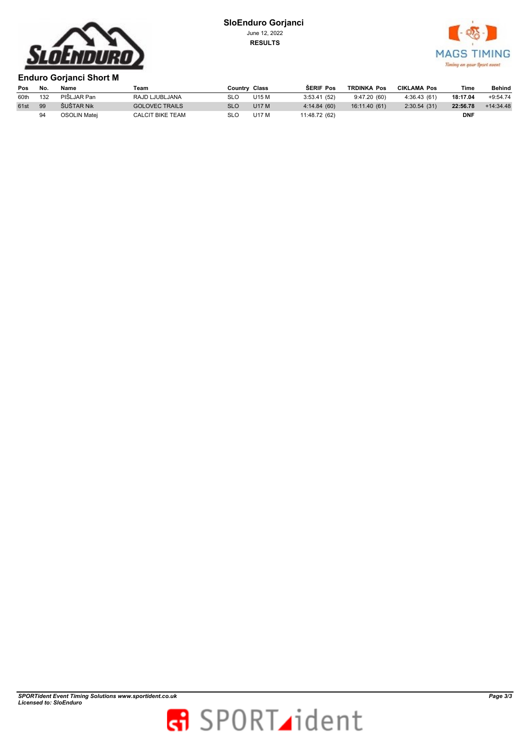## Enduro Gorjanci Short M

| Pos | No. | Name | Team | Country | Class | ŠERIF Pos | TRDINKA Pos | CIKLAMA Pos | Time | Behind |
|---|---|---|---|---|---|---|---|---|---|---|
| 60th | 132 | PIŠLJAR Pan | RAJD LJUBLJANA | SLO | U15 M | 3:53.41 (52) | 9:47.20 (60) | 4:36.43 (61) | **18:17.04** | +9:54.74 |
| 61st | 99 | ŠUŠTAR Nik | GOLOVEC TRAILS | SLO | U17 M | 4:14.84 (60) | 16:11.40 (61) | 2:30.54 (31) | **22:56.78** | +14:34.48 |
| | 94 | OSOLIN Matej | CALCIT BIKE TEAM | SLO | U17 M | 11:48.72 (62) | | | **DNF** | |